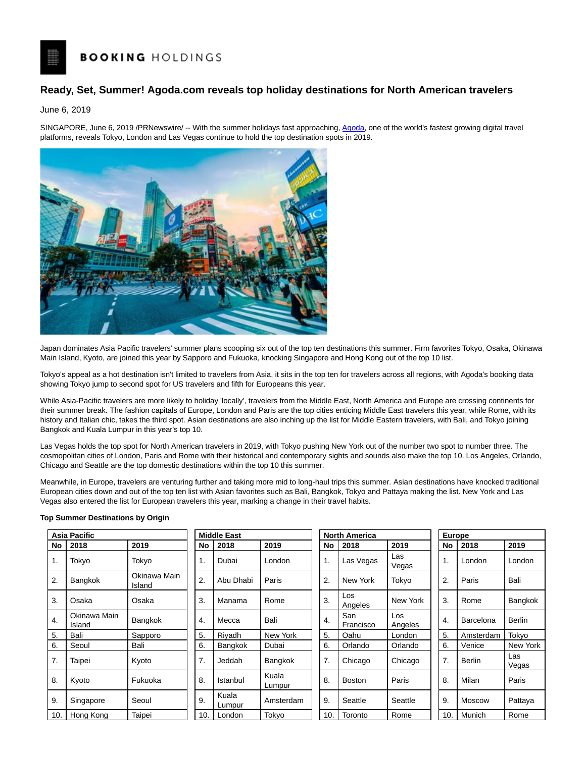BOOKING HOLDINGS

# Ready, Set, Summer! Agoda.com reveals top holiday destinations for North American travelers

June 6, 2019

SINGAPORE, June 6, 2019 /PRNewswire/ -- With the summer holidays fast approaching, Agoda, one of the world's fastest growing digital travel platforms, reveals Tokyo, London and Las Vegas continue to hold the top destination spots in 2019.

Japan dominates Asia Pacific travelers' summer plans scooping six out of the top ten destinations this summer. Firm favorites Tokyo, Osaka, Okinawa Main Island, Kyoto, are joined this year by Sapporo and Fukuoka, knocking Singapore and Hong Kong out of the top 10 list.

Tokyo's appeal as a hot destination isn't limited to travelers from Asia, it sits in the top ten for travelers across all regions, with Agoda's booking data showing Tokyo jump to second spot for US travelers and fifth for Europeans this year.

While Asia-Pacific travelers are more likely to holiday 'locally', travelers from the Middle East, North America and Europe are crossing continents for their summer break. The fashion capitals of Europe, London and Paris are the top cities enticing Middle East travelers this year, while Rome, with its history and Italian chic, takes the third spot. Asian destinations are also inching up the list for Middle Eastern travelers, with Bali, and Tokyo joining Bangkok and Kuala Lumpur in this year's top 10.

Las Vegas holds the top spot for North American travelers in 2019, with Tokyo pushing New York out of the number two spot to number three. The cosmopolitan cities of London, Paris and Rome with their historical and contemporary sights and sounds also make the top 10. Los Angeles, Orlando, Chicago and Seattle are the top domestic destinations within the top 10 this summer.

Meanwhile, in Europe, travelers are venturing further and taking more mid to long-haul trips this summer. Asian destinations have knocked traditional European cities down and out of the top ten list with Asian favorites such as Bali, Bangkok, Tokyo and Pattaya making the list. New York and Las Vegas also entered the list for European travelers this year, marking a change in their travel habits.

**Top Summer Destinations by Origin**

| Asia Pacific | | |
|---|---|---|
| No | 2018 | 2019 |
| 1. | Tokyo | Tokyo |
| 2. | Bangkok | Okinawa Main Island |
| 3. | Osaka | Osaka |
| 4. | Okinawa Main Island | Bangkok |
| 5. | Bali | Sapporo |
| 6. | Seoul | Bali |
| 7. | Taipei | Kyoto |
| 8. | Kyoto | Fukuoka |
| 9. | Singapore | Seoul |
| 10. | Hong Kong | Taipei |

| Middle East | | |
|---|---|---|
| No | 2018 | 2019 |
| 1. | Dubai | London |
| 2. | Abu Dhabi | Paris |
| 3. | Manama | Rome |
| 4. | Mecca | Bali |
| 5. | Riyadh | New York |
| 6. | Bangkok | Dubai |
| 7. | Jeddah | Bangkok |
| 8. | Istanbul | Kuala Lumpur |
| 9. | Kuala Lumpur | Amsterdam |
| 10. | London | Tokyo |

| North America | | |
|---|---|---|
| No | 2018 | 2019 |
| 1. | Las Vegas | Las Vegas |
| 2. | New York | Tokyo |
| 3. | Los Angeles | New York |
| 4. | San Francisco | Los Angeles |
| 5. | Oahu | London |
| 6. | Orlando | Orlando |
| 7. | Chicago | Chicago |
| 8. | Boston | Paris |
| 9. | Seattle | Seattle |
| 10. | Toronto | Rome |

| Europe | | |
|---|---|---|
| No | 2018 | 2019 |
| 1. | London | London |
| 2. | Paris | Bali |
| 3. | Rome | Bangkok |
| 4. | Barcelona | Berlin |
| 5. | Amsterdam | Tokyo |
| 6. | Venice | New York |
| 7. | Berlin | Las Vegas |
| 8. | Milan | Paris |
| 9. | Moscow | Pattaya |
| 10. | Munich | Rome |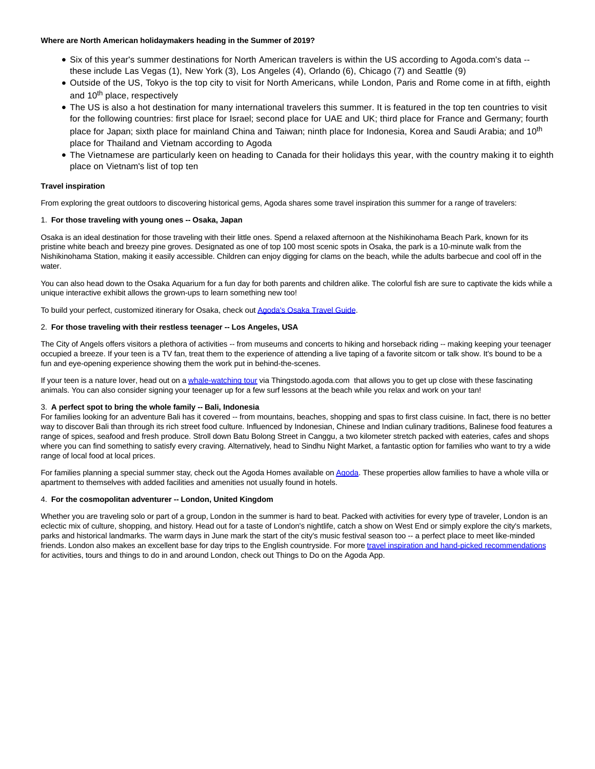**Where are North American holidaymakers heading in the Summer of 2019?**

- Six of this year's summer destinations for North American travelers is within the US according to Agoda.com's data -- these include Las Vegas (1), New York (3), Los Angeles (4), Orlando (6), Chicago (7) and Seattle (9)
- Outside of the US, Tokyo is the top city to visit for North Americans, while London, Paris and Rome come in at fifth, eighth and 10th place, respectively
- The US is also a hot destination for many international travelers this summer. It is featured in the top ten countries to visit for the following countries: first place for Israel; second place for UAE and UK; third place for France and Germany; fourth place for Japan; sixth place for mainland China and Taiwan; ninth place for Indonesia, Korea and Saudi Arabia; and 10th place for Thailand and Vietnam according to Agoda
- The Vietnamese are particularly keen on heading to Canada for their holidays this year, with the country making it to eighth place on Vietnam's list of top ten

**Travel inspiration**

From exploring the great outdoors to discovering historical gems, Agoda shares some travel inspiration this summer for a range of travelers:

1. **For those traveling with young ones -- Osaka, Japan**

Osaka is an ideal destination for those traveling with their little ones. Spend a relaxed afternoon at the Nishikinohama Beach Park, known for its pristine white beach and breezy pine groves. Designated as one of top 100 most scenic spots in Osaka, the park is a 10-minute walk from the Nishikinohama Station, making it easily accessible. Children can enjoy digging for clams on the beach, while the adults barbecue and cool off in the water.

You can also head down to the Osaka Aquarium for a fun day for both parents and children alike. The colorful fish are sure to captivate the kids while a unique interactive exhibit allows the grown-ups to learn something new too!

To build your perfect, customized itinerary for Osaka, check out Agoda's Osaka Travel Guide.

2. **For those traveling with their restless teenager -- Los Angeles, USA**

The City of Angels offers visitors a plethora of activities -- from museums and concerts to hiking and horseback riding -- making keeping your teenager occupied a breeze. If your teen is a TV fan, treat them to the experience of attending a live taping of a favorite sitcom or talk show. It's bound to be a fun and eye-opening experience showing them the work put in behind-the-scenes.

If your teen is a nature lover, head out on a whale-watching tour via Thingstodo.agoda.com that allows you to get up close with these fascinating animals. You can also consider signing your teenager up for a few surf lessons at the beach while you relax and work on your tan!

3. **A perfect spot to bring the whole family -- Bali, Indonesia**

For families looking for an adventure Bali has it covered -- from mountains, beaches, shopping and spas to first class cuisine. In fact, there is no better way to discover Bali than through its rich street food culture. Influenced by Indonesian, Chinese and Indian culinary traditions, Balinese food features a range of spices, seafood and fresh produce. Stroll down Batu Bolong Street in Canggu, a two kilometer stretch packed with eateries, cafes and shops where you can find something to satisfy every craving. Alternatively, head to Sindhu Night Market, a fantastic option for families who want to try a wide range of local food at local prices.

For families planning a special summer stay, check out the Agoda Homes available on Agoda. These properties allow families to have a whole villa or apartment to themselves with added facilities and amenities not usually found in hotels.

4. **For the cosmopolitan adventurer -- London, United Kingdom**

Whether you are traveling solo or part of a group, London in the summer is hard to beat. Packed with activities for every type of traveler, London is an eclectic mix of culture, shopping, and history. Head out for a taste of London's nightlife, catch a show on West End or simply explore the city's markets, parks and historical landmarks. The warm days in June mark the start of the city's music festival season too -- a perfect place to meet like-minded friends. London also makes an excellent base for day trips to the English countryside. For more travel inspiration and hand-picked recommendations for activities, tours and things to do in and around London, check out Things to Do on the Agoda App.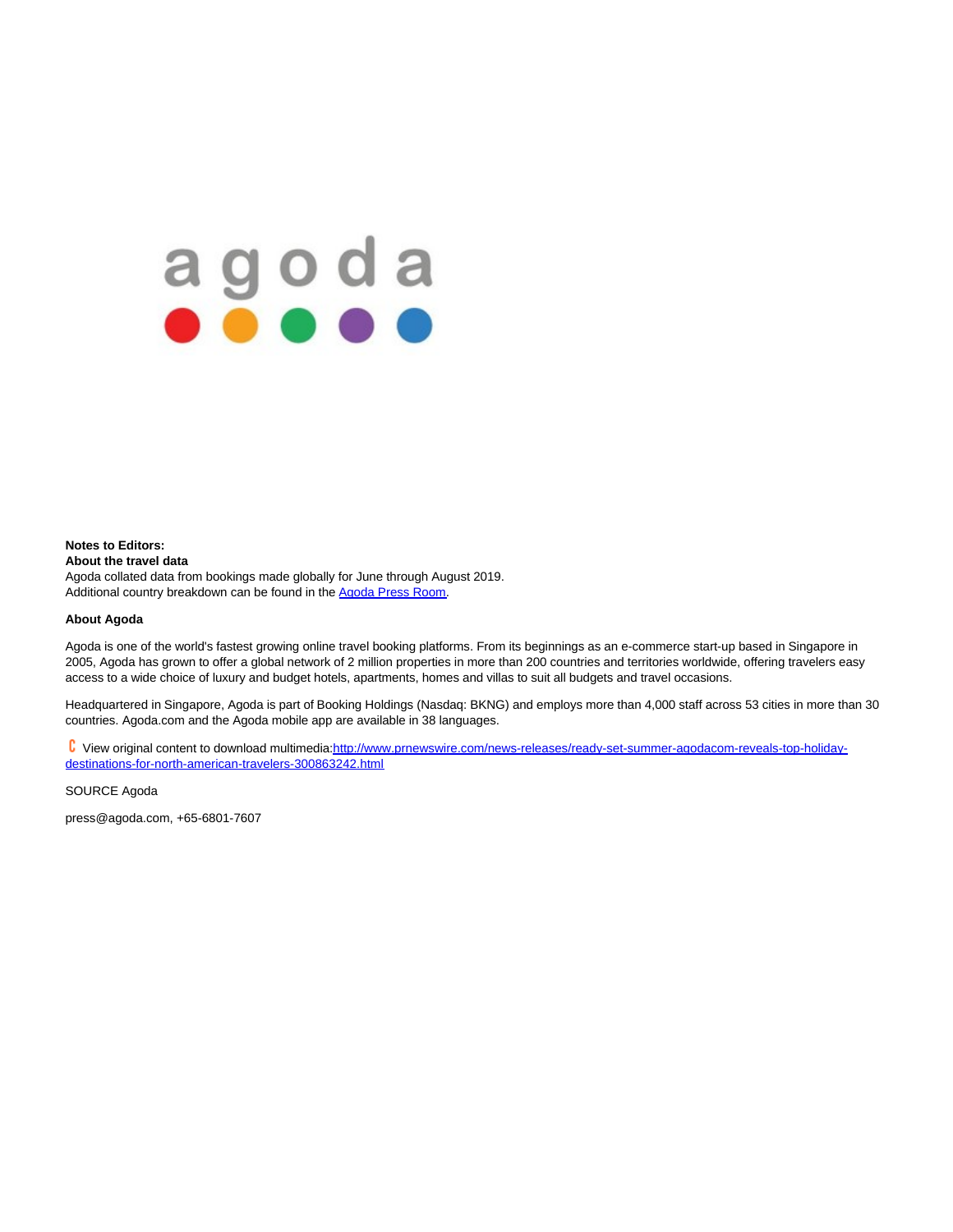**Notes to Editors:**
**About the travel data**
Agoda collated data from bookings made globally for June through August 2019.
Additional country breakdown can be found in the [Agoda Press Room](#).

**About Agoda**

Agoda is one of the world's fastest growing online travel booking platforms. From its beginnings as an e-commerce start-up based in Singapore in 2005, Agoda has grown to offer a global network of 2 million properties in more than 200 countries and territories worldwide, offering travelers easy access to a wide choice of luxury and budget hotels, apartments, homes and villas to suit all budgets and travel occasions.

Headquartered in Singapore, Agoda is part of Booking Holdings (Nasdaq: BKNG) and employs more than 4,000 staff across 53 cities in more than 30 countries. Agoda.com and the Agoda mobile app are available in 38 languages.

View original content to download multimedia:[http://www.prnewswire.com/news-releases/ready-set-summer-agodacom-reveals-top-holiday-destinations-for-north-american-travelers-300863242.html](http://www.prnewswire.com/news-releases/ready-set-summer-agodacom-reveals-top-holiday-destinations-for-north-american-travelers-300863242.html)

SOURCE Agoda

press@agoda.com, +65-6801-7607